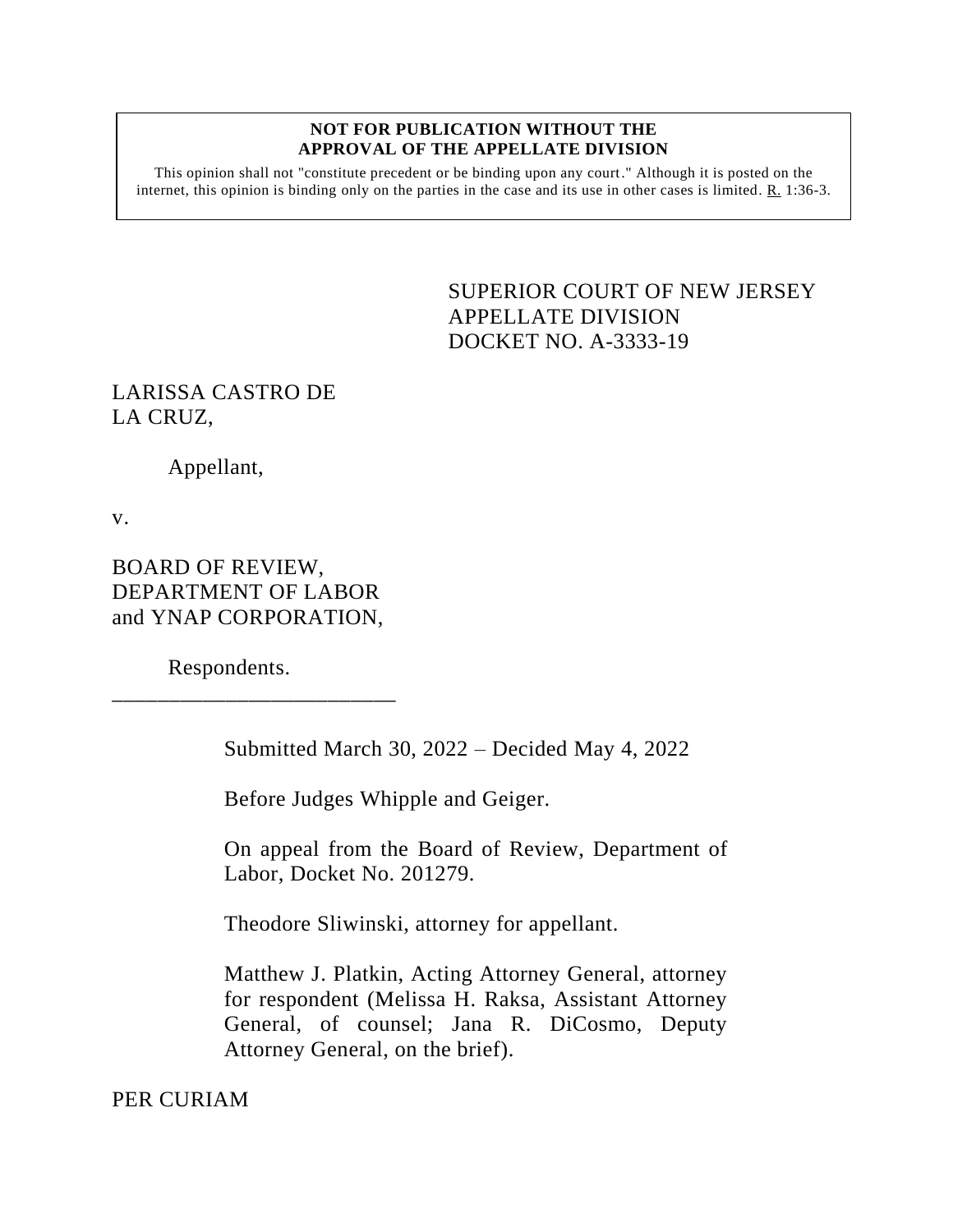**NOT FOR PUBLICATION WITHOUT THE APPROVAL OF THE APPELLATE DIVISION**

This opinion shall not "constitute precedent or be binding upon any court." Although it is posted on the internet, this opinion is binding only on the parties in the case and its use in other cases is limited. R. 1:36-3.

SUPERIOR COURT OF NEW JERSEY
APPELLATE DIVISION
DOCKET NO. A-3333-19

LARISSA CASTRO DE LA CRUZ,

Appellant,

v.

BOARD OF REVIEW, DEPARTMENT OF LABOR and YNAP CORPORATION,

Respondents.

\_\_\_\_\_\_\_\_\_\_\_\_\_\_\_\_\_\_\_\_\_\_\_\_\_\_\_

Submitted March 30, 2022 – Decided May 4, 2022

Before Judges Whipple and Geiger.

On appeal from the Board of Review, Department of Labor, Docket No. 201279.

Theodore Sliwinski, attorney for appellant.

Matthew J. Platkin, Acting Attorney General, attorney for respondent (Melissa H. Raksa, Assistant Attorney General, of counsel; Jana R. DiCosmo, Deputy Attorney General, on the brief).

PER CURIAM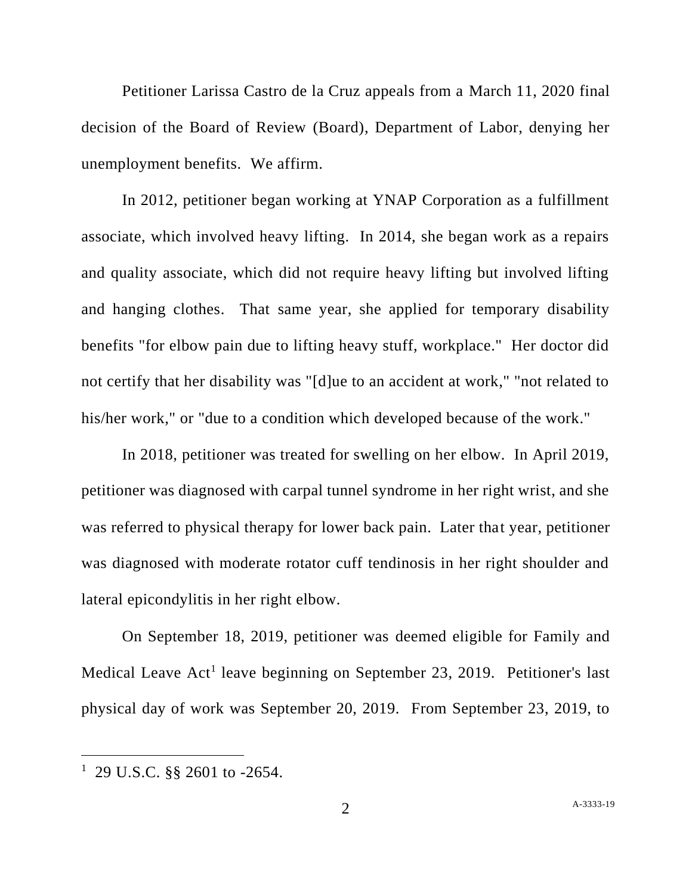Petitioner Larissa Castro de la Cruz appeals from a March 11, 2020 final decision of the Board of Review (Board), Department of Labor, denying her unemployment benefits. We affirm.

In 2012, petitioner began working at YNAP Corporation as a fulfillment associate, which involved heavy lifting. In 2014, she began work as a repairs and quality associate, which did not require heavy lifting but involved lifting and hanging clothes. That same year, she applied for temporary disability benefits "for elbow pain due to lifting heavy stuff, workplace." Her doctor did not certify that her disability was "[d]ue to an accident at work," "not related to his/her work," or "due to a condition which developed because of the work."

In 2018, petitioner was treated for swelling on her elbow. In April 2019, petitioner was diagnosed with carpal tunnel syndrome in her right wrist, and she was referred to physical therapy for lower back pain. Later that year, petitioner was diagnosed with moderate rotator cuff tendinosis in her right shoulder and lateral epicondylitis in her right elbow.

On September 18, 2019, petitioner was deemed eligible for Family and Medical Leave Act[1] leave beginning on September 23, 2019. Petitioner's last physical day of work was September 20, 2019. From September 23, 2019, to

[1] 29 U.S.C. §§ 2601 to -2654.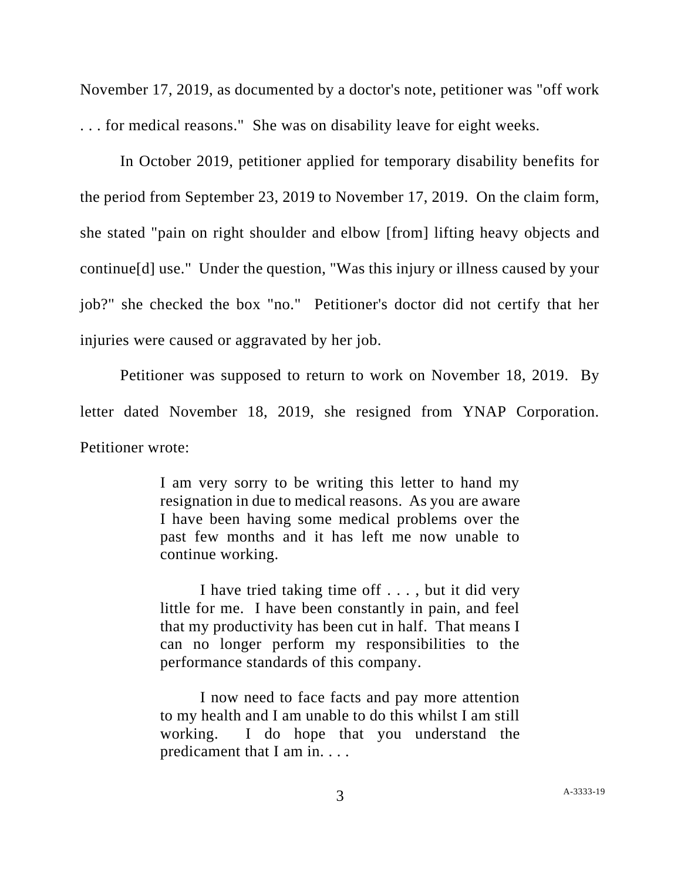November 17, 2019, as documented by a doctor's note, petitioner was "off work . . . for medical reasons." She was on disability leave for eight weeks.

In October 2019, petitioner applied for temporary disability benefits for the period from September 23, 2019 to November 17, 2019. On the claim form, she stated "pain on right shoulder and elbow [from] lifting heavy objects and continue[d] use." Under the question, "Was this injury or illness caused by your job?" she checked the box "no." Petitioner's doctor did not certify that her injuries were caused or aggravated by her job.

Petitioner was supposed to return to work on November 18, 2019. By letter dated November 18, 2019, she resigned from YNAP Corporation. Petitioner wrote:

> I am very sorry to be writing this letter to hand my resignation in due to medical reasons. As you are aware I have been having some medical problems over the past few months and it has left me now unable to continue working.
>
> I have tried taking time off . . . , but it did very little for me. I have been constantly in pain, and feel that my productivity has been cut in half. That means I can no longer perform my responsibilities to the performance standards of this company.
>
> I now need to face facts and pay more attention to my health and I am unable to do this whilst I am still working. I do hope that you understand the predicament that I am in. . . .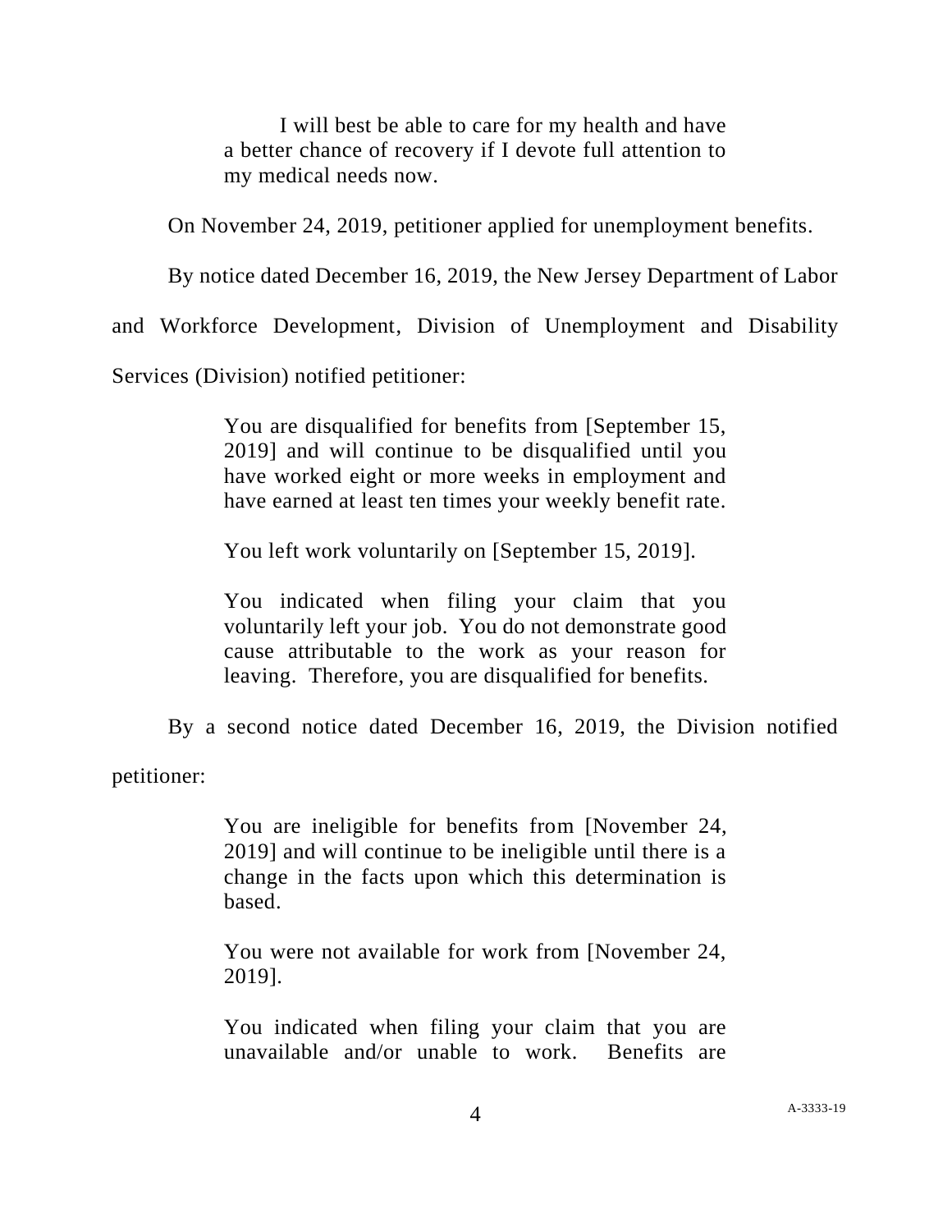> I will best be able to care for my health and have a better chance of recovery if I devote full attention to my medical needs now.

On November 24, 2019, petitioner applied for unemployment benefits.

By notice dated December 16, 2019, the New Jersey Department of Labor and Workforce Development, Division of Unemployment and Disability Services (Division) notified petitioner:

> You are disqualified for benefits from [September 15, 2019] and will continue to be disqualified until you have worked eight or more weeks in employment and have earned at least ten times your weekly benefit rate.
>
> You left work voluntarily on [September 15, 2019].
>
> You indicated when filing your claim that you voluntarily left your job. You do not demonstrate good cause attributable to the work as your reason for leaving. Therefore, you are disqualified for benefits.

By a second notice dated December 16, 2019, the Division notified petitioner:

> You are ineligible for benefits from [November 24, 2019] and will continue to be ineligible until there is a change in the facts upon which this determination is based.
>
> You were not available for work from [November 24, 2019].
>
> You indicated when filing your claim that you are unavailable and/or unable to work. Benefits are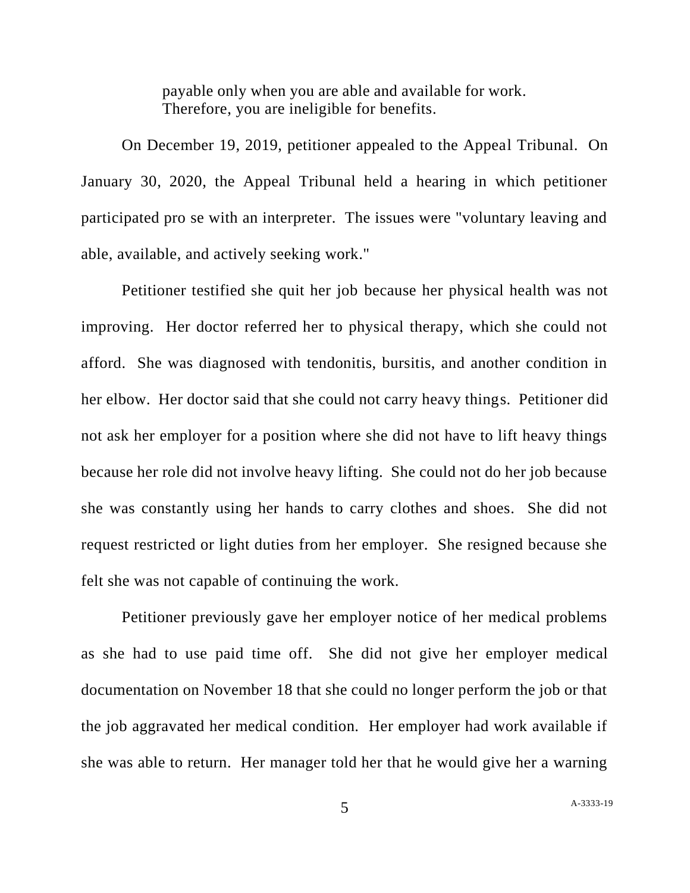> payable only when you are able and available for work. Therefore, you are ineligible for benefits.

On December 19, 2019, petitioner appealed to the Appeal Tribunal. On January 30, 2020, the Appeal Tribunal held a hearing in which petitioner participated pro se with an interpreter. The issues were "voluntary leaving and able, available, and actively seeking work."

Petitioner testified she quit her job because her physical health was not improving. Her doctor referred her to physical therapy, which she could not afford. She was diagnosed with tendonitis, bursitis, and another condition in her elbow. Her doctor said that she could not carry heavy things. Petitioner did not ask her employer for a position where she did not have to lift heavy things because her role did not involve heavy lifting. She could not do her job because she was constantly using her hands to carry clothes and shoes. She did not request restricted or light duties from her employer. She resigned because she felt she was not capable of continuing the work.

Petitioner previously gave her employer notice of her medical problems as she had to use paid time off. She did not give her employer medical documentation on November 18 that she could no longer perform the job or that the job aggravated her medical condition. Her employer had work available if she was able to return. Her manager told her that he would give her a warning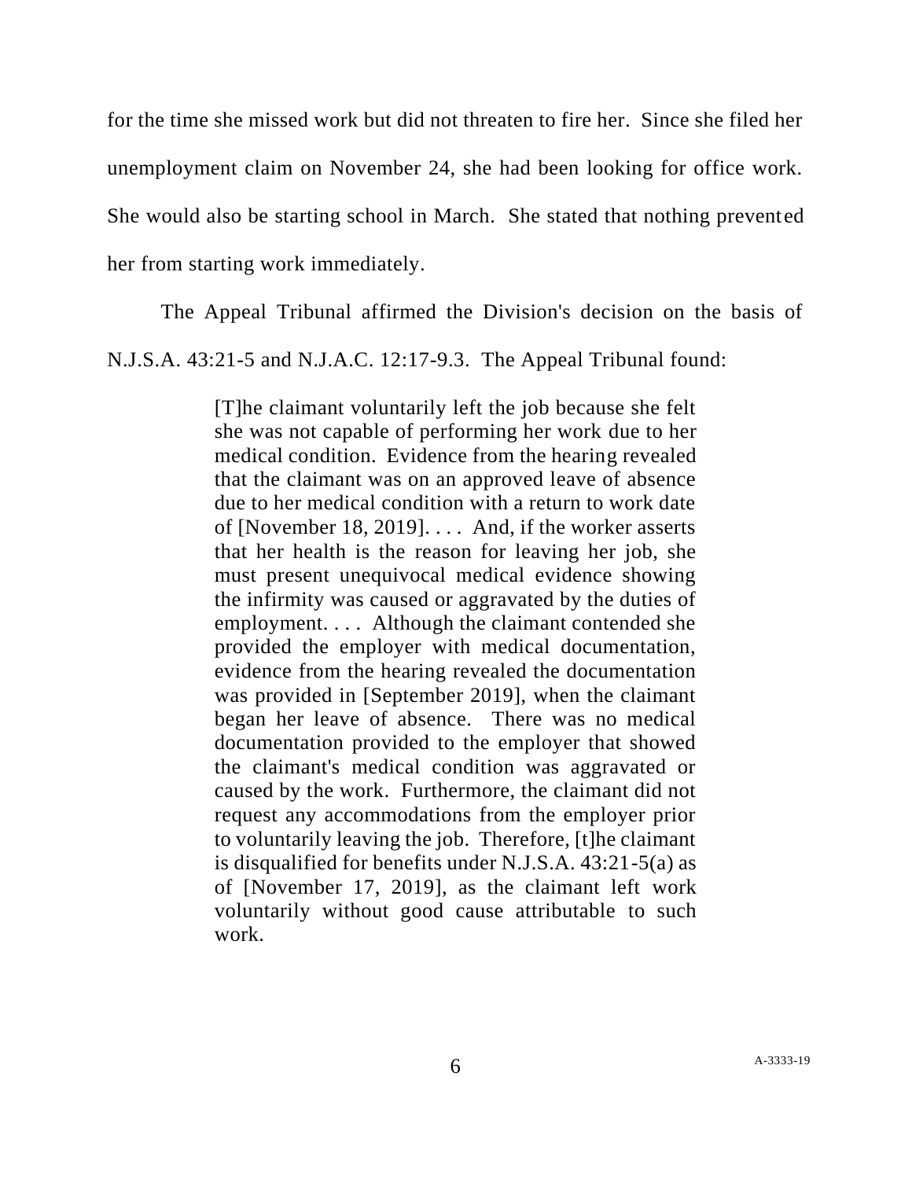for the time she missed work but did not threaten to fire her. Since she filed her unemployment claim on November 24, she had been looking for office work. She would also be starting school in March. She stated that nothing prevented her from starting work immediately.

The Appeal Tribunal affirmed the Division's decision on the basis of N.J.S.A. 43:21-5 and N.J.A.C. 12:17-9.3. The Appeal Tribunal found:

> [T]he claimant voluntarily left the job because she felt she was not capable of performing her work due to her medical condition. Evidence from the hearing revealed that the claimant was on an approved leave of absence due to her medical condition with a return to work date of [November 18, 2019]. . . . And, if the worker asserts that her health is the reason for leaving her job, she must present unequivocal medical evidence showing the infirmity was caused or aggravated by the duties of employment. . . . Although the claimant contended she provided the employer with medical documentation, evidence from the hearing revealed the documentation was provided in [September 2019], when the claimant began her leave of absence. There was no medical documentation provided to the employer that showed the claimant's medical condition was aggravated or caused by the work. Furthermore, the claimant did not request any accommodations from the employer prior to voluntarily leaving the job. Therefore, [t]he claimant is disqualified for benefits under N.J.S.A. 43:21-5(a) as of [November 17, 2019], as the claimant left work voluntarily without good cause attributable to such work.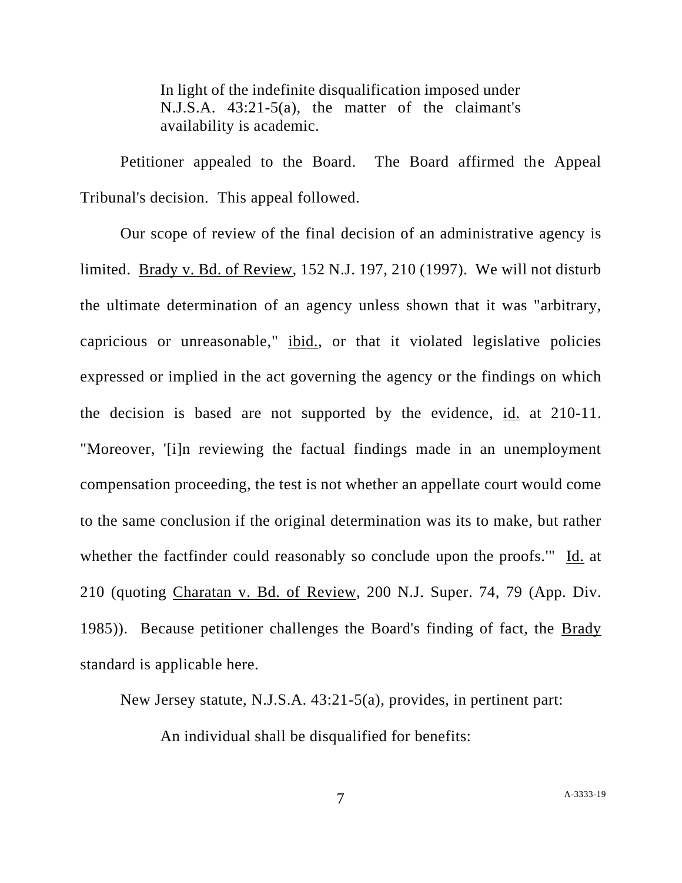> In light of the indefinite disqualification imposed under N.J.S.A. 43:21-5(a), the matter of the claimant's availability is academic.

Petitioner appealed to the Board. The Board affirmed the Appeal Tribunal's decision. This appeal followed.

Our scope of review of the final decision of an administrative agency is limited. Brady v. Bd. of Review, 152 N.J. 197, 210 (1997). We will not disturb the ultimate determination of an agency unless shown that it was "arbitrary, capricious or unreasonable," ibid., or that it violated legislative policies expressed or implied in the act governing the agency or the findings on which the decision is based are not supported by the evidence, id. at 210-11. "Moreover, '[i]n reviewing the factual findings made in an unemployment compensation proceeding, the test is not whether an appellate court would come to the same conclusion if the original determination was its to make, but rather whether the factfinder could reasonably so conclude upon the proofs.'" Id. at 210 (quoting Charatan v. Bd. of Review, 200 N.J. Super. 74, 79 (App. Div. 1985)). Because petitioner challenges the Board's finding of fact, the Brady standard is applicable here.

New Jersey statute, N.J.S.A. 43:21-5(a), provides, in pertinent part:

> An individual shall be disqualified for benefits: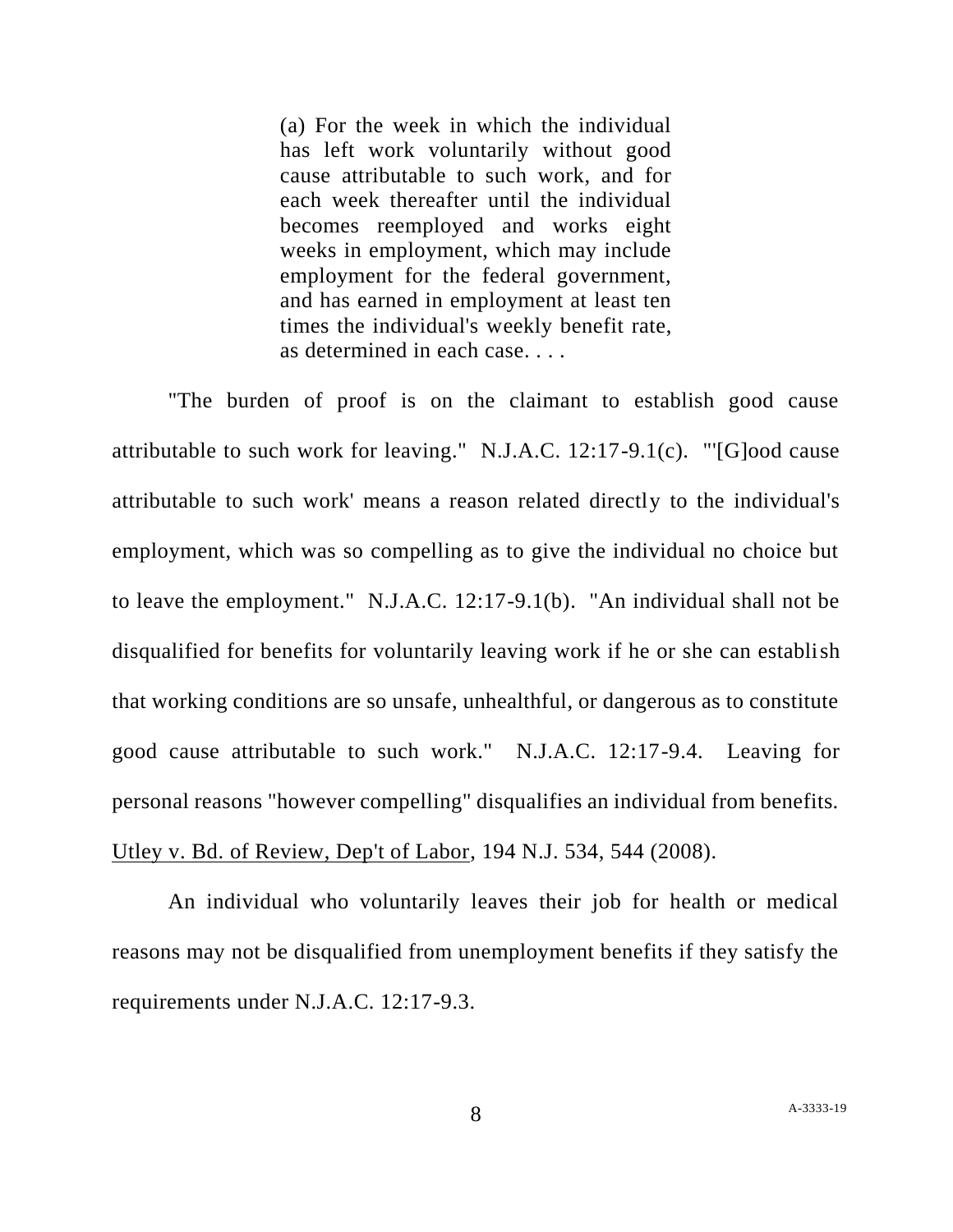> (a) For the week in which the individual has left work voluntarily without good cause attributable to such work, and for each week thereafter until the individual becomes reemployed and works eight weeks in employment, which may include employment for the federal government, and has earned in employment at least ten times the individual's weekly benefit rate, as determined in each case. . . .

"The burden of proof is on the claimant to establish good cause attributable to such work for leaving." N.J.A.C. 12:17-9.1(c). "'[G]ood cause attributable to such work' means a reason related directly to the individual's employment, which was so compelling as to give the individual no choice but to leave the employment." N.J.A.C. 12:17-9.1(b). "An individual shall not be disqualified for benefits for voluntarily leaving work if he or she can establish that working conditions are so unsafe, unhealthful, or dangerous as to constitute good cause attributable to such work." N.J.A.C. 12:17-9.4. Leaving for personal reasons "however compelling" disqualifies an individual from benefits. Utley v. Bd. of Review, Dep't of Labor, 194 N.J. 534, 544 (2008).

An individual who voluntarily leaves their job for health or medical reasons may not be disqualified from unemployment benefits if they satisfy the requirements under N.J.A.C. 12:17-9.3.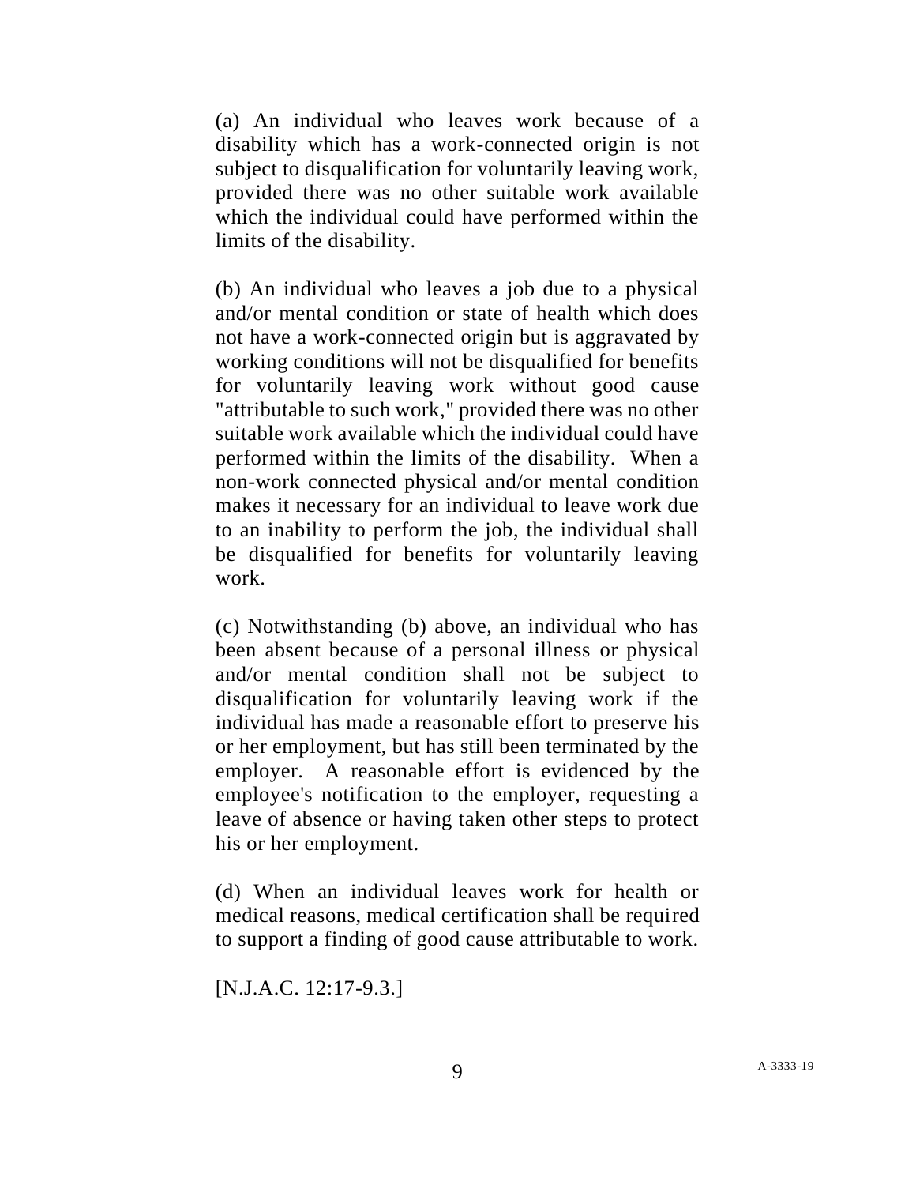(a) An individual who leaves work because of a disability which has a work-connected origin is not subject to disqualification for voluntarily leaving work, provided there was no other suitable work available which the individual could have performed within the limits of the disability.

(b) An individual who leaves a job due to a physical and/or mental condition or state of health which does not have a work-connected origin but is aggravated by working conditions will not be disqualified for benefits for voluntarily leaving work without good cause "attributable to such work," provided there was no other suitable work available which the individual could have performed within the limits of the disability. When a non-work connected physical and/or mental condition makes it necessary for an individual to leave work due to an inability to perform the job, the individual shall be disqualified for benefits for voluntarily leaving work.

(c) Notwithstanding (b) above, an individual who has been absent because of a personal illness or physical and/or mental condition shall not be subject to disqualification for voluntarily leaving work if the individual has made a reasonable effort to preserve his or her employment, but has still been terminated by the employer. A reasonable effort is evidenced by the employee's notification to the employer, requesting a leave of absence or having taken other steps to protect his or her employment.

(d) When an individual leaves work for health or medical reasons, medical certification shall be required to support a finding of good cause attributable to work.

[N.J.A.C. 12:17-9.3.]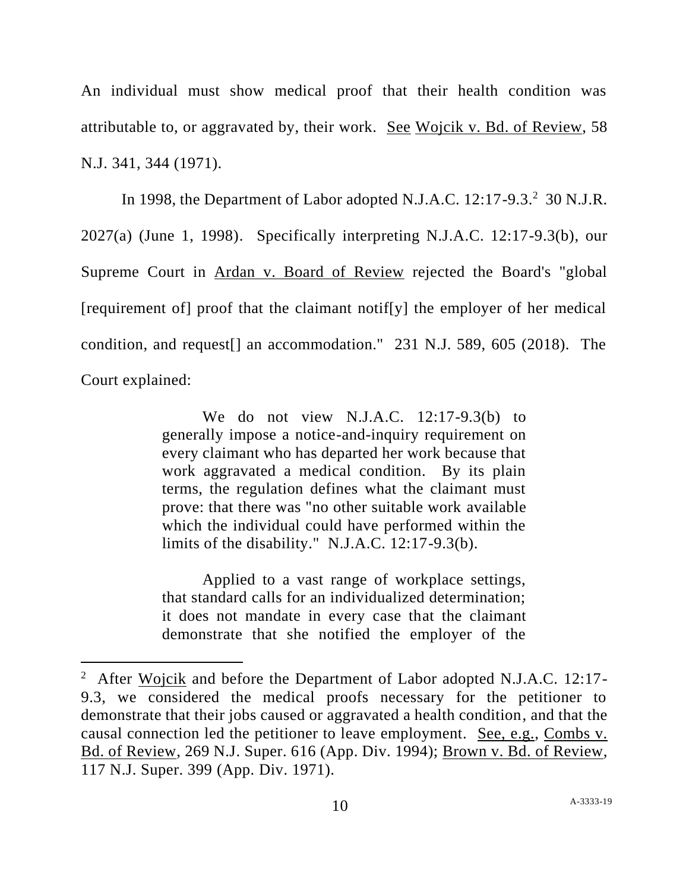An individual must show medical proof that their health condition was attributable to, or aggravated by, their work. See Wojcik v. Bd. of Review, 58 N.J. 341, 344 (1971).

In 1998, the Department of Labor adopted N.J.A.C. 12:17-9.3.[2] 30 N.J.R. 2027(a) (June 1, 1998). Specifically interpreting N.J.A.C. 12:17-9.3(b), our Supreme Court in Ardan v. Board of Review rejected the Board's "global [requirement of] proof that the claimant notif[y] the employer of her medical condition, and request[] an accommodation." 231 N.J. 589, 605 (2018). The Court explained:

> We do not view N.J.A.C. 12:17-9.3(b) to generally impose a notice-and-inquiry requirement on every claimant who has departed her work because that work aggravated a medical condition. By its plain terms, the regulation defines what the claimant must prove: that there was "no other suitable work available which the individual could have performed within the limits of the disability." N.J.A.C. 12:17-9.3(b).
>
> Applied to a vast range of workplace settings, that standard calls for an individualized determination; it does not mandate in every case that the claimant demonstrate that she notified the employer of the

---

[2] After Wojcik and before the Department of Labor adopted N.J.A.C. 12:17-9.3, we considered the medical proofs necessary for the petitioner to demonstrate that their jobs caused or aggravated a health condition, and that the causal connection led the petitioner to leave employment. See, e.g., Combs v. Bd. of Review, 269 N.J. Super. 616 (App. Div. 1994); Brown v. Bd. of Review, 117 N.J. Super. 399 (App. Div. 1971).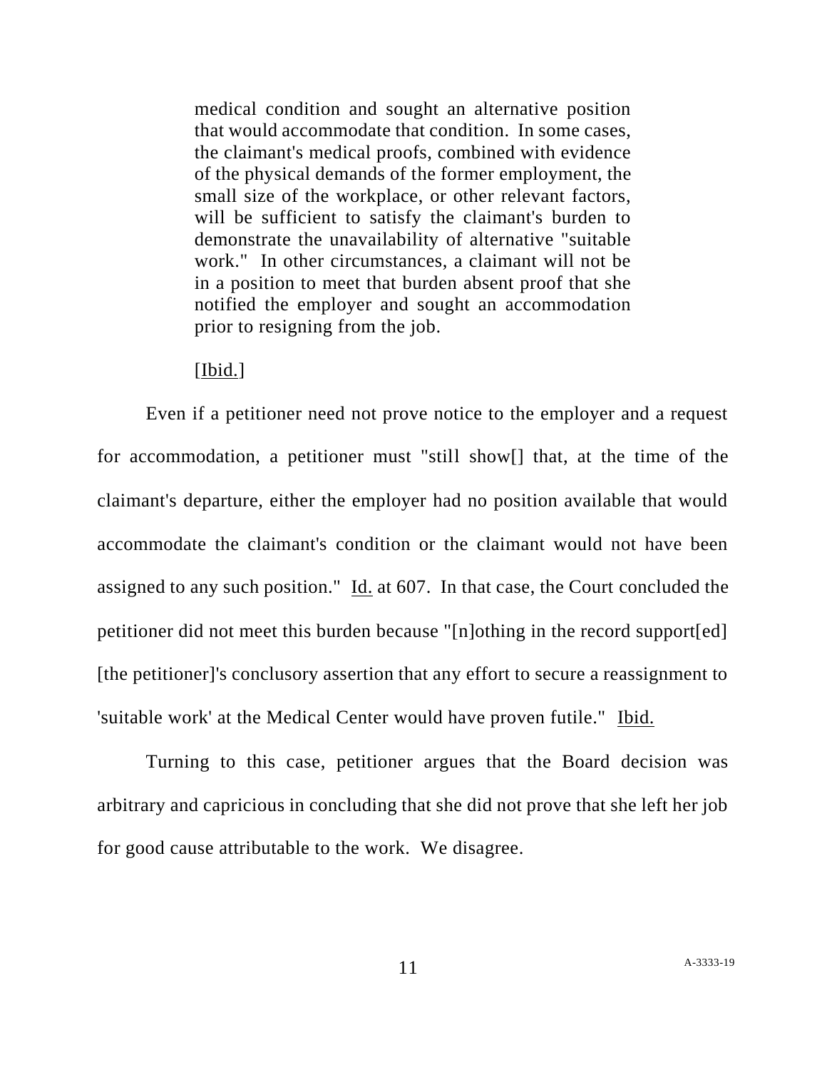> medical condition and sought an alternative position that would accommodate that condition. In some cases, the claimant's medical proofs, combined with evidence of the physical demands of the former employment, the small size of the workplace, or other relevant factors, will be sufficient to satisfy the claimant's burden to demonstrate the unavailability of alternative "suitable work." In other circumstances, a claimant will not be in a position to meet that burden absent proof that she notified the employer and sought an accommodation prior to resigning from the job.
>
> [Ibid.]

Even if a petitioner need not prove notice to the employer and a request for accommodation, a petitioner must "still show[] that, at the time of the claimant's departure, either the employer had no position available that would accommodate the claimant's condition or the claimant would not have been assigned to any such position." Id. at 607. In that case, the Court concluded the petitioner did not meet this burden because "[n]othing in the record support[ed] [the petitioner]'s conclusory assertion that any effort to secure a reassignment to 'suitable work' at the Medical Center would have proven futile." Ibid.

Turning to this case, petitioner argues that the Board decision was arbitrary and capricious in concluding that she did not prove that she left her job for good cause attributable to the work. We disagree.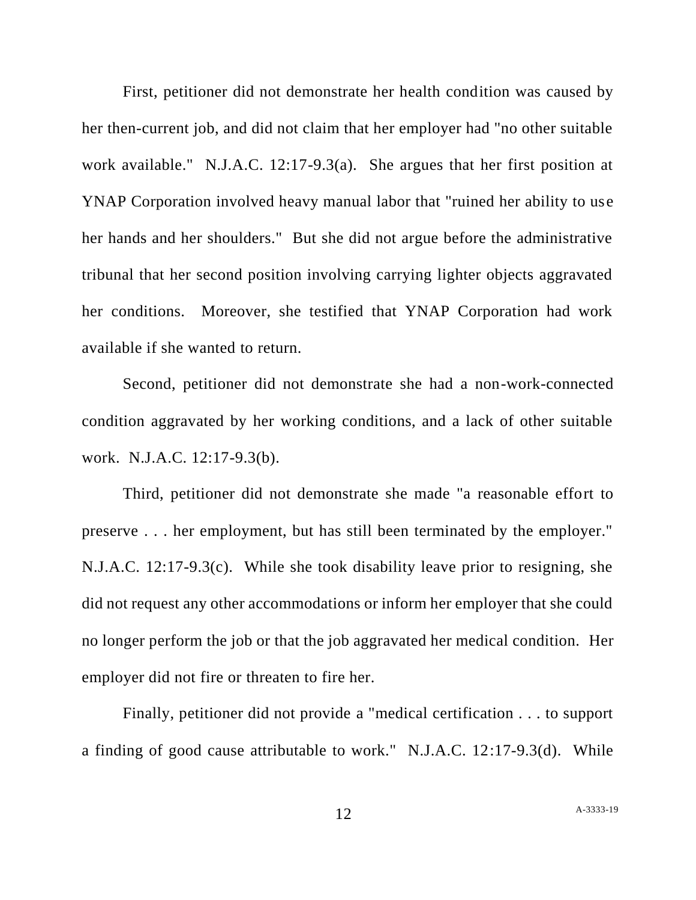First, petitioner did not demonstrate her health condition was caused by her then-current job, and did not claim that her employer had "no other suitable work available." N.J.A.C. 12:17-9.3(a). She argues that her first position at YNAP Corporation involved heavy manual labor that "ruined her ability to use her hands and her shoulders." But she did not argue before the administrative tribunal that her second position involving carrying lighter objects aggravated her conditions. Moreover, she testified that YNAP Corporation had work available if she wanted to return.

Second, petitioner did not demonstrate she had a non-work-connected condition aggravated by her working conditions, and a lack of other suitable work. N.J.A.C. 12:17-9.3(b).

Third, petitioner did not demonstrate she made "a reasonable effort to preserve . . . her employment, but has still been terminated by the employer." N.J.A.C. 12:17-9.3(c). While she took disability leave prior to resigning, she did not request any other accommodations or inform her employer that she could no longer perform the job or that the job aggravated her medical condition. Her employer did not fire or threaten to fire her.

Finally, petitioner did not provide a "medical certification . . . to support a finding of good cause attributable to work." N.J.A.C. 12:17-9.3(d). While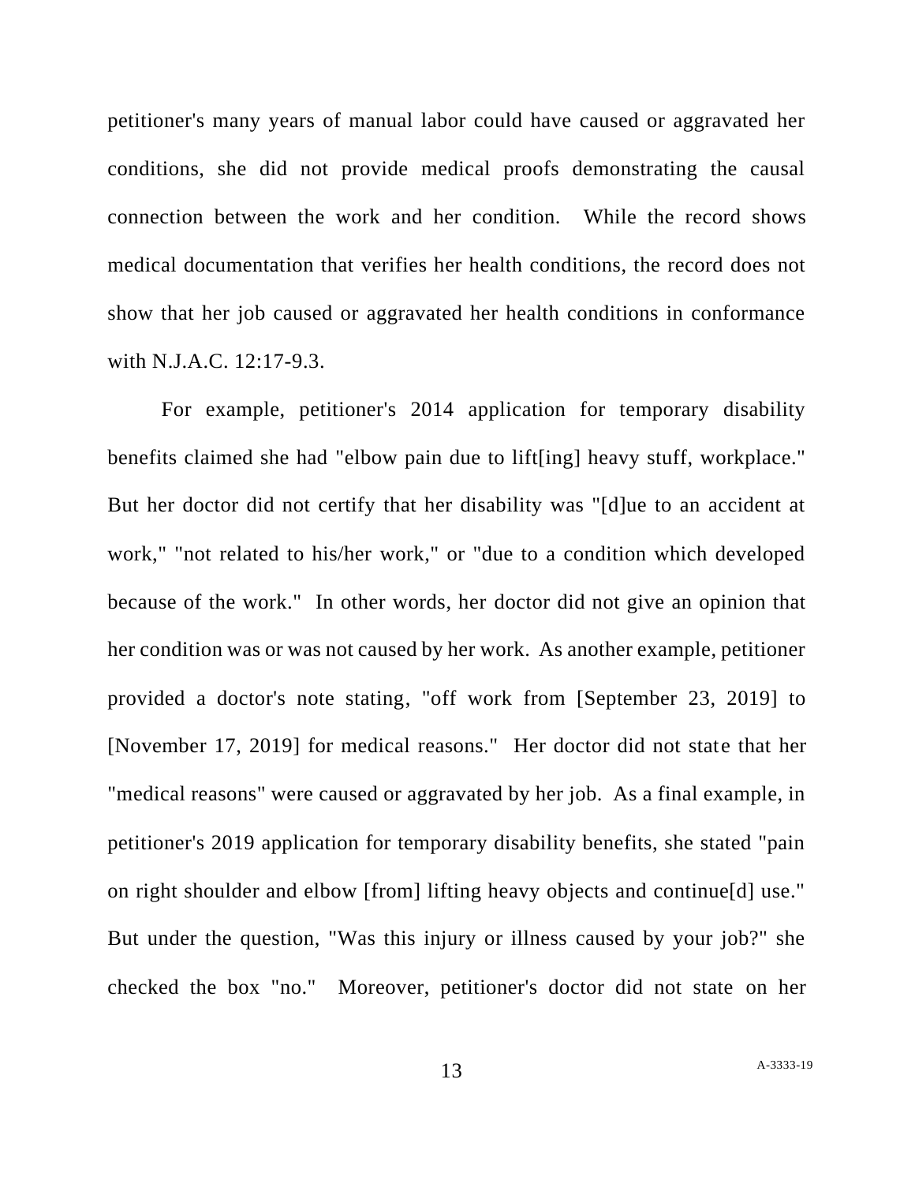petitioner's many years of manual labor could have caused or aggravated her conditions, she did not provide medical proofs demonstrating the causal connection between the work and her condition. While the record shows medical documentation that verifies her health conditions, the record does not show that her job caused or aggravated her health conditions in conformance with N.J.A.C. 12:17-9.3.

For example, petitioner's 2014 application for temporary disability benefits claimed she had "elbow pain due to lift[ing] heavy stuff, workplace." But her doctor did not certify that her disability was "[d]ue to an accident at work," "not related to his/her work," or "due to a condition which developed because of the work." In other words, her doctor did not give an opinion that her condition was or was not caused by her work. As another example, petitioner provided a doctor's note stating, "off work from [September 23, 2019] to [November 17, 2019] for medical reasons." Her doctor did not state that her "medical reasons" were caused or aggravated by her job. As a final example, in petitioner's 2019 application for temporary disability benefits, she stated "pain on right shoulder and elbow [from] lifting heavy objects and continue[d] use." But under the question, "Was this injury or illness caused by your job?" she checked the box "no." Moreover, petitioner's doctor did not state on her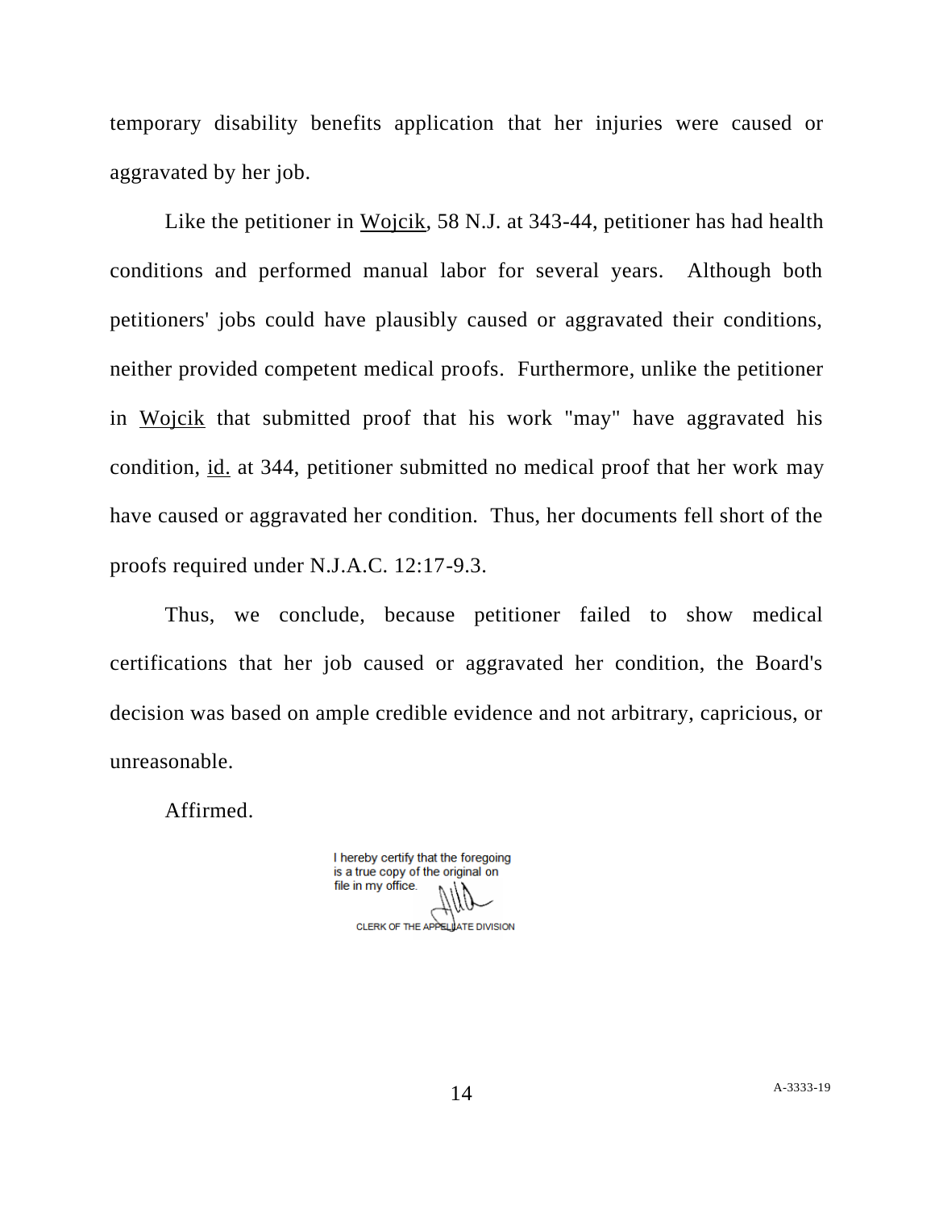temporary disability benefits application that her injuries were caused or aggravated by her job.

Like the petitioner in Wojcik, 58 N.J. at 343-44, petitioner has had health conditions and performed manual labor for several years. Although both petitioners' jobs could have plausibly caused or aggravated their conditions, neither provided competent medical proofs. Furthermore, unlike the petitioner in Wojcik that submitted proof that his work "may" have aggravated his condition, id. at 344, petitioner submitted no medical proof that her work may have caused or aggravated her condition. Thus, her documents fell short of the proofs required under N.J.A.C. 12:17-9.3.

Thus, we conclude, because petitioner failed to show medical certifications that her job caused or aggravated her condition, the Board's decision was based on ample credible evidence and not arbitrary, capricious, or unreasonable.

Affirmed.

I hereby certify that the foregoing is a true copy of the original on file in my office.

CLERK OF THE APPELLATE DIVISION